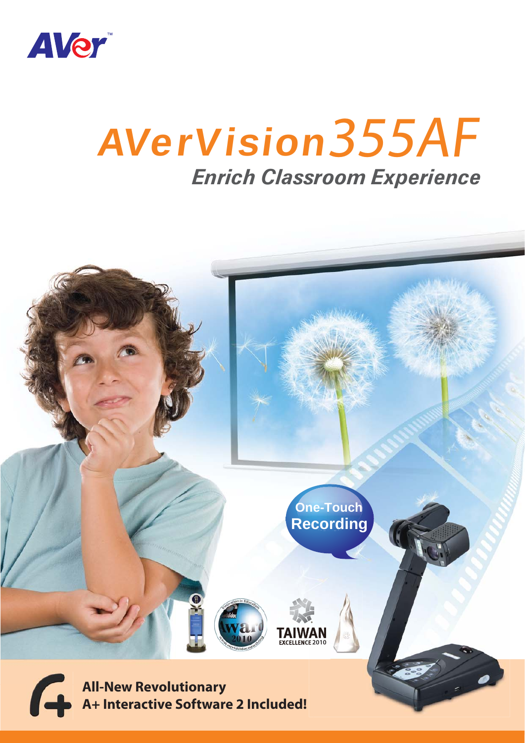AVer

# AVerVision355AF

## *Enrich Classroom Experience*

One-Touch Recording

TAIWAN EXCELLENCE 2010

**All-New Revolutionary**
**A+ Interactive Software 2 Included!**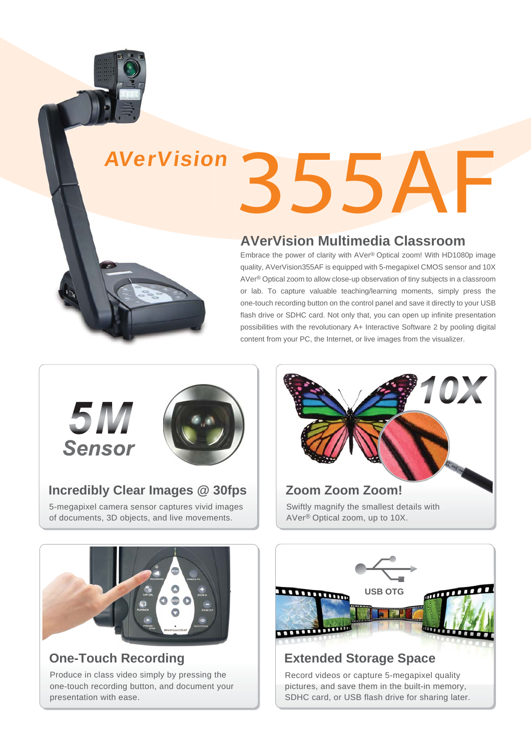# AVerVision 355AF

## AVerVision Multimedia Classroom

Embrace the power of clarity with AVer® Optical zoom! With HD1080p image quality, AVerVision355AF is equipped with 5-megapixel CMOS sensor and 10X AVer® Optical zoom to allow close-up observation of tiny subjects in a classroom or lab. To capture valuable teaching/learning moments, simply press the one-touch recording button on the control panel and save it directly to your USB flash drive or SDHC card. Not only that, you can open up infinite presentation possibilities with the revolutionary A+ Interactive Software 2 by pooling digital content from your PC, the Internet, or live images from the visualizer.

**5M Sensor**

### Incredibly Clear Images @ 30fps

5-megapixel camera sensor captures vivid images of documents, 3D objects, and live movements.

**10X**

### Zoom Zoom Zoom!

Swiftly magnify the smallest details with AVer® Optical zoom, up to 10X.

### One-Touch Recording

Produce in class video simply by pressing the one-touch recording button, and document your presentation with ease.

**USB OTG**

### Extended Storage Space

Record videos or capture 5-megapixel quality pictures, and save them in the built-in memory, SDHC card, or USB flash drive for sharing later.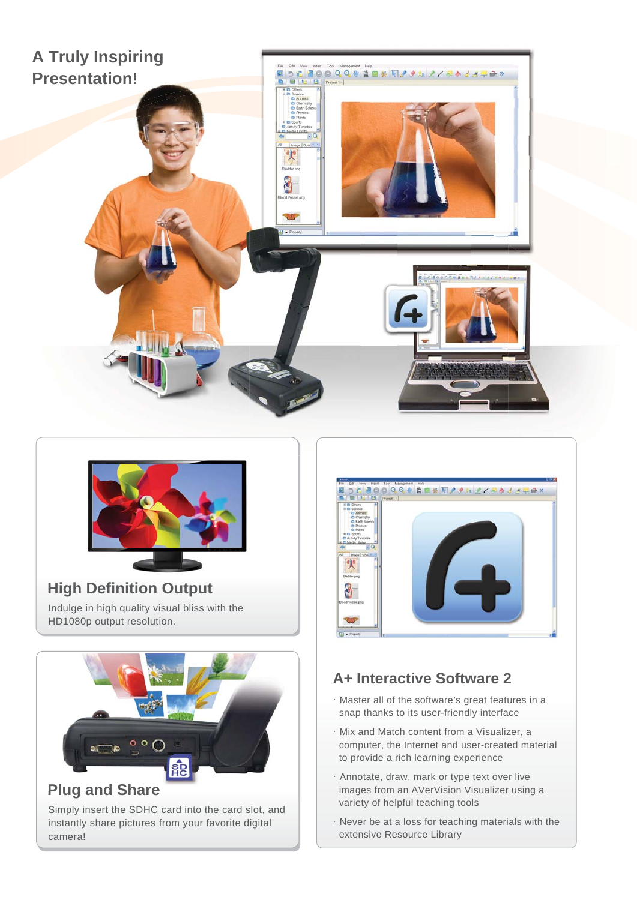# A Truly Inspiring Presentation!

## High Definition Output

Indulge in high quality visual bliss with the HD1080p output resolution.

## Plug and Share

Simply insert the SDHC card into the card slot, and instantly share pictures from your favorite digital camera!

## A+ Interactive Software 2

- Master all of the software's great features in a snap thanks to its user-friendly interface
- Mix and Match content from a Visualizer, a computer, the Internet and user-created material to provide a rich learning experience
- Annotate, draw, mark or type text over live images from an AVerVision Visualizer using a variety of helpful teaching tools
- Never be at a loss for teaching materials with the extensive Resource Library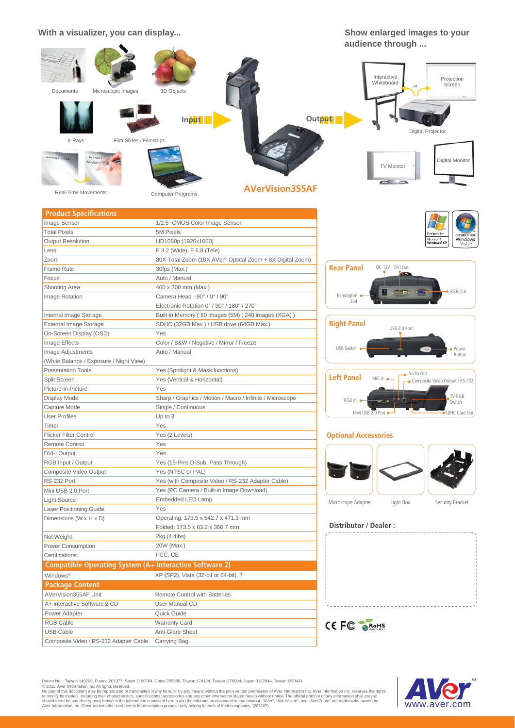## With a visualizer, you can display...

Documents

Microscopic Images

3D Objects

X-Rays

Film Slides / Filmstrips

Real-Time Movements

Computer Programs

Input

Output

**AVerVision355AF**

## Show enlarged images to your audience through ...

Interactive Whiteboard

or

Projection Screen

Digital Projector

TV Monitor

Digital Monitor

## Product Specifications

| | |
|---|---|
| Image Sensor | 1/2.5" CMOS Color Image Sensor |
| Total Pixels | 5M Pixels |
| Output Resolution | HD1080p (1920x1080) |
| Lens | F 3.2 (Wide), F 6.8 (Tele) |
| Zoom | 80X Total Zoom (10X AVer® Optical Zoom + 8X Digital Zoom) |
| Frame Rate | 30fps (Max.) |
| Focus | Auto / Manual |
| Shooting Area | 400 x 300 mm (Max.) |
| Image Rotation | Camera Head -90° / 0° / 90° |
| | Electronic Rotation 0° / 90° / 180° / 270° |
| Internal Image Storage | Built-in Memory ( 80 images (5M) ; 240 images (XGA) ) |
| External Image Storage | SDHC (32GB Max.) / USB drive (64GB Max.) |
| On-Screen Display (OSD) | Yes |
| Image Effects | Color / B&W / Negative / Mirror / Freeze |
| Image Adjustments | Auto / Manual |
| (White Balance / Exposure / Night View) | |
| Presentation Tools | Yes (Spotlight & Mask functions) |
| Split Screen | Yes (Vertical & Horizontal) |
| Picture-in-Picture | Yes |
| Display Mode | Sharp / Graphics / Motion / Macro / Infinite / Microscope |
| Capture Mode | Single / Continuous |
| User Profiles | Up to 3 |
| Timer | Yes |
| Flicker Filter Control | Yes (2 Levels) |
| Remote Control | Yes |
| DVI-I Output | Yes |
| RGB Input / Output | Yes (15-Pins D-Sub, Pass Through) |
| Composite Video Output | Yes (NTSC or PAL) |
| RS-232 Port | Yes (with Composite Video / RS-232 Adapter Cable) |
| Mini USB 2.0 Port | Yes (PC Camera / Built-in Image Download) |
| Light Source | Embedded LED Lamp |
| Laser Positioning Guide | Yes |
| Dimensions (W x H x D) | Operating: 173.5 x 542.7 x 471.3 mm |
| | Folded: 173.5 x 63.2 x 366.7 mm |
| Net Weight | 2kg (4.4lbs) |
| Power Consumption | 20W (Max.) |
| Certifications | FCC, CE |

## Compatible Operating System (A+ Interactive Software 2)

| | |
|---|---|
| Windows® | XP (SP2), Vista (32-bit or 64-bit), 7 |

## Package Content

| | |
|---|---|
| AVerVision355AF Unit | Remote Control with Batteries |
| A+ Interactive Software 2 CD | User Manual CD |
| Power Adapter | Quick Guide |
| RGB Cable | Warranty Card |
| USB Cable | Anti-Glare Sheet |
| Composite Video / RS-232 Adapter Cable | Carrying Bag |

Designed for Microsoft® Windows® XP

CERTIFIED FOR Windows Vista™

### Rear Panel

DC 12V, DVI Out, Kensington Slot, RGB Out

### Right Panel

USB 2.0 Port, USB Switch, Power Button

### Left Panel

MIC In, Audio Out, Composite Video Output / RS-232, RGB In, TV-RGB Switch, Mini USB 2.0 Port, SDHC Card Slot

### Optional Accessories

Microscope Adapter

Light Box

Security Bracket

### Distributor / Dealer :

CE FC RoHS

Patent No.: Taiwan 149208, France 201377, Spain 2190764, China 255699, Taiwan 174124, Taiwan I276904, Japan 3122844, Taiwan I290434

© 2011 AVer Information Inc. All rights reserved.

No part of this document may be reproduced or transmitted in any form, or by any means without the prior written permission of AVer Information Inc. AVer Information Inc. reserves the rights to modify its models, including their characteristics, specifications, accessories and any other information stated herein without notice. The official printout of any information shall prevail should there be any discrepancy between the information contained herein and the information contained in that printout. "AVer", "AVerVision", and "AVerZoom" are trademarks owned by AVer Information Inc. Other trademarks used herein for description purpose only belong to each of their companies. (201107)

AVer www.aver.com